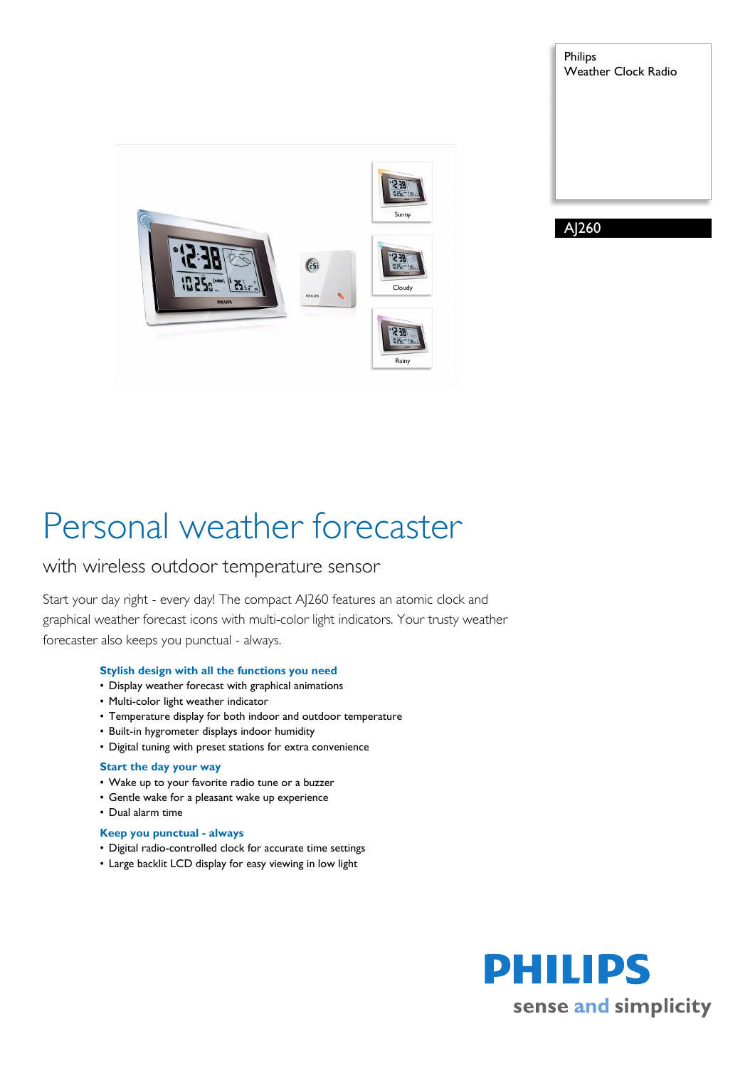Philips
Weather Clock Radio

AJ260

# Personal weather forecaster

## with wireless outdoor temperature sensor

Start your day right - every day! The compact AJ260 features an atomic clock and graphical weather forecast icons with multi-color light indicators. Your trusty weather forecaster also keeps you punctual - always.

### Stylish design with all the functions you need

- Display weather forecast with graphical animations
- Multi-color light weather indicator
- Temperature display for both indoor and outdoor temperature
- Built-in hygrometer displays indoor humidity
- Digital tuning with preset stations for extra convenience

### Start the day your way

- Wake up to your favorite radio tune or a buzzer
- Gentle wake for a pleasant wake up experience
- Dual alarm time

### Keep you punctual - always

- Digital radio-controlled clock for accurate time settings
- Large backlit LCD display for easy viewing in low light

PHILIPS
sense and simplicity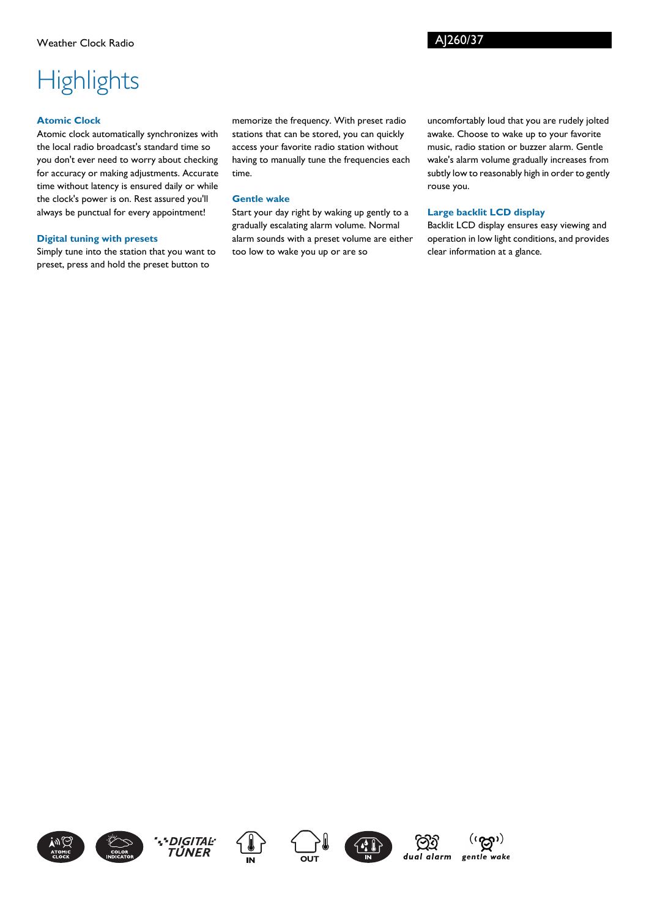# Highlights

### Atomic Clock

Atomic clock automatically synchronizes with the local radio broadcast's standard time so you don't ever need to worry about checking for accuracy or making adjustments. Accurate time without latency is ensured daily or while the clock's power is on. Rest assured you'll always be punctual for every appointment!

### Digital tuning with presets

Simply tune into the station that you want to preset, press and hold the preset button to memorize the frequency. With preset radio stations that can be stored, you can quickly access your favorite radio station without having to manually tune the frequencies each time.

### Gentle wake

Start your day right by waking up gently to a gradually escalating alarm volume. Normal alarm sounds with a preset volume are either too low to wake you up or are so uncomfortably loud that you are rudely jolted awake. Choose to wake up to your favorite music, radio station or buzzer alarm. Gentle wake's alarm volume gradually increases from subtly low to reasonably high in order to gently rouse you.

### Large backlit LCD display

Backlit LCD display ensures easy viewing and operation in low light conditions, and provides clear information at a glance.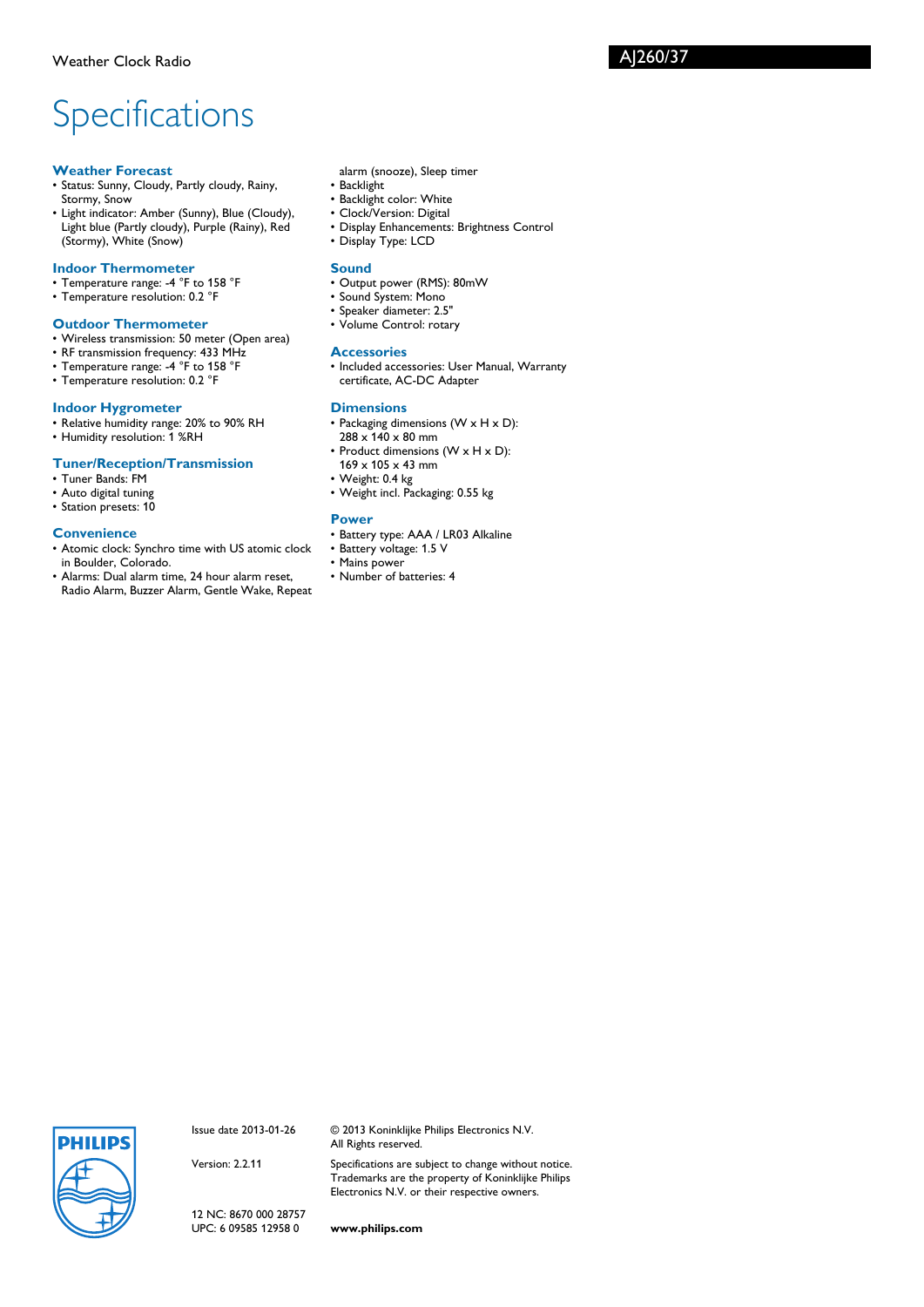# Specifications

## Weather Forecast
- Status: Sunny, Cloudy, Partly cloudy, Rainy, Stormy, Snow
- Light indicator: Amber (Sunny), Blue (Cloudy), Light blue (Partly cloudy), Purple (Rainy), Red (Stormy), White (Snow)

## Indoor Thermometer
- Temperature range: -4 °F to 158 °F
- Temperature resolution: 0.2 °F

## Outdoor Thermometer
- Wireless transmission: 50 meter (Open area)
- RF transmission frequency: 433 MHz
- Temperature range: -4 °F to 158 °F
- Temperature resolution: 0.2 °F

## Indoor Hygrometer
- Relative humidity range: 20% to 90% RH
- Humidity resolution: 1 %RH

## Tuner/Reception/Transmission
- Tuner Bands: FM
- Auto digital tuning
- Station presets: 10

## Convenience
- Atomic clock: Synchro time with US atomic clock in Boulder, Colorado.
- Alarms: Dual alarm time, 24 hour alarm reset, Radio Alarm, Buzzer Alarm, Gentle Wake, Repeat alarm (snooze), Sleep timer
- Backlight
- Backlight color: White
- Clock/Version: Digital
- Display Enhancements: Brightness Control
- Display Type: LCD

## Sound
- Output power (RMS): 80mW
- Sound System: Mono
- Speaker diameter: 2.5"
- Volume Control: rotary

## Accessories
- Included accessories: User Manual, Warranty certificate, AC-DC Adapter

## Dimensions
- Packaging dimensions (W x H x D): 288 x 140 x 80 mm
- Product dimensions (W x H x D): 169 x 105 x 43 mm
- Weight: 0.4 kg
- Weight incl. Packaging: 0.55 kg

## Power
- Battery type: AAA / LR03 Alkaline
- Battery voltage: 1.5 V
- Mains power
- Number of batteries: 4

Issue date 2013-01-26

Version: 2.2.11

12 NC: 8670 000 28757
UPC: 6 09585 12958 0

© 2013 Koninklijke Philips Electronics N.V.
All Rights reserved.

Specifications are subject to change without notice. Trademarks are the property of Koninklijke Philips Electronics N.V. or their respective owners.

**www.philips.com**